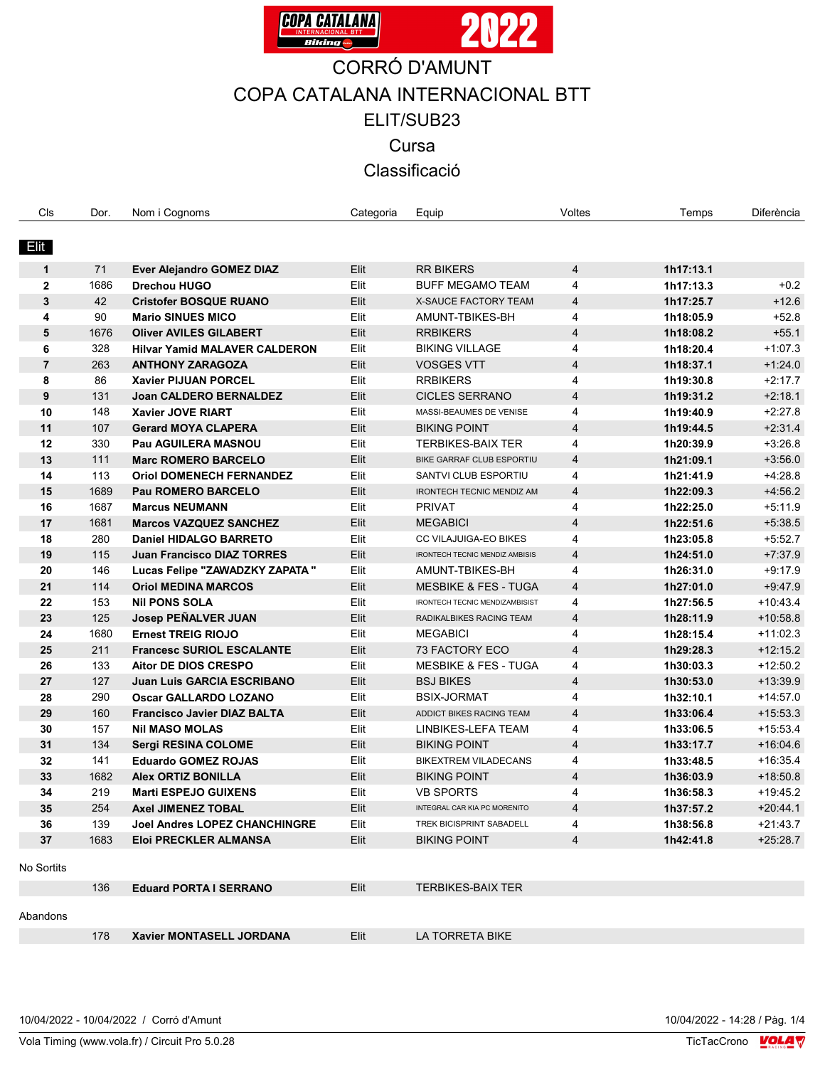# CORRÓ D'AMUNT

# COPA CATALANA INTERNACIONAL BTT

## ELIT/SUB23

## Cursa

## Classificació

| Cls | Dor. | Nom i Cognoms | Categoria | Equip | Voltes | Temps | Diferència |
|---|---|---|---|---|---|---|---|
| **Elit** | | | | | | | |
| **1** | 71 | **Ever Alejandro GOMEZ DIAZ** | Elit | RR BIKERS | 4 | **1h17:13.1** | |
| **2** | 1686 | **Drechou HUGO** | Elit | BUFF MEGAMO TEAM | 4 | **1h17:13.3** | +0.2 |
| **3** | 42 | **Cristofer BOSQUE RUANO** | Elit | X-SAUCE FACTORY TEAM | 4 | **1h17:25.7** | +12.6 |
| **4** | 90 | **Mario SINUES MICO** | Elit | AMUNT-TBIKES-BH | 4 | **1h18:05.9** | +52.8 |
| **5** | 1676 | **Oliver AVILES GILABERT** | Elit | RRBIKERS | 4 | **1h18:08.2** | +55.1 |
| **6** | 328 | **Hilvar Yamid MALAVER CALDERON** | Elit | BIKING VILLAGE | 4 | **1h18:20.4** | +1:07.3 |
| **7** | 263 | **ANTHONY ZARAGOZA** | Elit | VOSGES VTT | 4 | **1h18:37.1** | +1:24.0 |
| **8** | 86 | **Xavier PIJUAN PORCEL** | Elit | RRBIKERS | 4 | **1h19:30.8** | +2:17.7 |
| **9** | 131 | **Joan CALDERO BERNALDEZ** | Elit | CICLES SERRANO | 4 | **1h19:31.2** | +2:18.1 |
| **10** | 148 | **Xavier JOVE RIART** | Elit | MASSI-BEAUMES DE VENISE | 4 | **1h19:40.9** | +2:27.8 |
| **11** | 107 | **Gerard MOYA CLAPERA** | Elit | BIKING POINT | 4 | **1h19:44.5** | +2:31.4 |
| **12** | 330 | **Pau AGUILERA MASNOU** | Elit | TERBIKES-BAIX TER | 4 | **1h20:39.9** | +3:26.8 |
| **13** | 111 | **Marc ROMERO BARCELO** | Elit | BIKE GARRAF CLUB ESPORTIU | 4 | **1h21:09.1** | +3:56.0 |
| **14** | 113 | **Oriol DOMENECH FERNANDEZ** | Elit | SANTVI CLUB ESPORTIU | 4 | **1h21:41.9** | +4:28.8 |
| **15** | 1689 | **Pau ROMERO BARCELO** | Elit | IRONTECH TECNIC MENDIZ AM | 4 | **1h22:09.3** | +4:56.2 |
| **16** | 1687 | **Marcus NEUMANN** | Elit | PRIVAT | 4 | **1h22:25.0** | +5:11.9 |
| **17** | 1681 | **Marcos VAZQUEZ SANCHEZ** | Elit | MEGABICI | 4 | **1h22:51.6** | +5:38.5 |
| **18** | 280 | **Daniel HIDALGO BARRETO** | Elit | CC VILAJUIGA-EO BIKES | 4 | **1h23:05.8** | +5:52.7 |
| **19** | 115 | **Juan Francisco DIAZ TORRES** | Elit | IRONTECH TECNIC MENDIZ AMBISIS | 4 | **1h24:51.0** | +7:37.9 |
| **20** | 146 | **Lucas Felipe "ZAWADZKY ZAPATA "** | Elit | AMUNT-TBIKES-BH | 4 | **1h26:31.0** | +9:17.9 |
| **21** | 114 | **Oriol MEDINA MARCOS** | Elit | MESBIKE & FES - TUGA | 4 | **1h27:01.0** | +9:47.9 |
| **22** | 153 | **Nil PONS SOLA** | Elit | IRONTECH TECNIC MENDIZAMBISIST | 4 | **1h27:56.5** | +10:43.4 |
| **23** | 125 | **Josep PEÑALVER JUAN** | Elit | RADIKALBIKES RACING TEAM | 4 | **1h28:11.9** | +10:58.8 |
| **24** | 1680 | **Ernest TREIG RIOJO** | Elit | MEGABICI | 4 | **1h28:15.4** | +11:02.3 |
| **25** | 211 | **Francesc SURIOL ESCALANTE** | Elit | 73 FACTORY ECO | 4 | **1h29:28.3** | +12:15.2 |
| **26** | 133 | **Aitor DE DIOS CRESPO** | Elit | MESBIKE & FES - TUGA | 4 | **1h30:03.3** | +12:50.2 |
| **27** | 127 | **Juan Luis GARCIA ESCRIBANO** | Elit | BSJ BIKES | 4 | **1h30:53.0** | +13:39.9 |
| **28** | 290 | **Oscar GALLARDO LOZANO** | Elit | BSIX-JORMAT | 4 | **1h32:10.1** | +14:57.0 |
| **29** | 160 | **Francisco Javier DIAZ BALTA** | Elit | ADDICT BIKES RACING TEAM | 4 | **1h33:06.4** | +15:53.3 |
| **30** | 157 | **Nil MASO MOLAS** | Elit | LINBIKES-LEFA TEAM | 4 | **1h33:06.5** | +15:53.4 |
| **31** | 134 | **Sergi RESINA COLOME** | Elit | BIKING POINT | 4 | **1h33:17.7** | +16:04.6 |
| **32** | 141 | **Eduardo GOMEZ ROJAS** | Elit | BIKEXTREM VILADECANS | 4 | **1h33:48.5** | +16:35.4 |
| **33** | 1682 | **Alex ORTIZ BONILLA** | Elit | BIKING POINT | 4 | **1h36:03.9** | +18:50.8 |
| **34** | 219 | **Marti ESPEJO GUIXENS** | Elit | VB SPORTS | 4 | **1h36:58.3** | +19:45.2 |
| **35** | 254 | **Axel JIMENEZ TOBAL** | Elit | INTEGRAL CAR KIA PC MORENITO | 4 | **1h37:57.2** | +20:44.1 |
| **36** | 139 | **Joel Andres LOPEZ CHANCHINGRE** | Elit | TREK BICISPRINT SABADELL | 4 | **1h38:56.8** | +21:43.7 |
| **37** | 1683 | **Eloi PRECKLER ALMANSA** | Elit | BIKING POINT | 4 | **1h42:41.8** | +25:28.7 |
| No Sortits | | | | | | | |
| | 136 | **Eduard PORTA I SERRANO** | Elit | TERBIKES-BAIX TER | | | |
| Abandons | | | | | | | |
| | 178 | **Xavier MONTASELL JORDANA** | Elit | LA TORRETA BIKE | | | |

10/04/2022 - 10/04/2022 / Corró d'Amunt — 10/04/2022 - 14:28

Vola Timing (www.vola.fr) / Circuit Pro 5.0.28 — TicTacCrono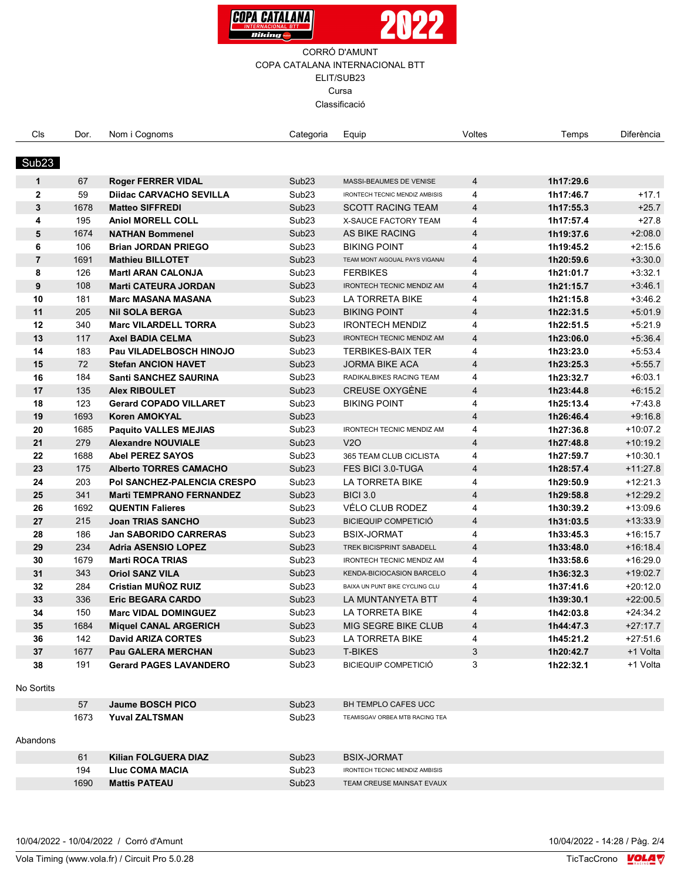COPA CATALANA INTERNACIONAL BTT 2022

CORRÓ D'AMUNT
COPA CATALANA INTERNACIONAL BTT
ELIT/SUB23
Cursa
Classificació

## Sub23

| Cls | Dor. | Nom i Cognoms | Categoria | Equip | Voltes | Temps | Diferència |
|---|---|---|---|---|---|---|---|
| 1 | 67 | **Roger FERRER VIDAL** | Sub23 | MASSI-BEAUMES DE VENISE | 4 | **1h17:29.6** | |
| 2 | 59 | **Diidac CARVACHO SEVILLA** | Sub23 | IRONTECH TECNIC MENDIZ AMBISIS | 4 | **1h17:46.7** | +17.1 |
| 3 | 1678 | **Matteo SIFFREDI** | Sub23 | SCOTT RACING TEAM | 4 | **1h17:55.3** | +25.7 |
| 4 | 195 | **Aniol MORELL COLL** | Sub23 | X-SAUCE FACTORY TEAM | 4 | **1h17:57.4** | +27.8 |
| 5 | 1674 | **NATHAN Bommenel** | Sub23 | AS BIKE RACING | 4 | **1h19:37.6** | +2:08.0 |
| 6 | 106 | **Brian JORDAN PRIEGO** | Sub23 | BIKING POINT | 4 | **1h19:45.2** | +2:15.6 |
| 7 | 1691 | **Mathieu BILLOTET** | Sub23 | TEAM MONT AIGOUAL PAYS VIGANAI | 4 | **1h20:59.6** | +3:30.0 |
| 8 | 126 | **MartI ARAN CALONJA** | Sub23 | FERBIKES | 4 | **1h21:01.7** | +3:32.1 |
| 9 | 108 | **Marti CATEURA JORDAN** | Sub23 | IRONTECH TECNIC MENDIZ AM | 4 | **1h21:15.7** | +3:46.1 |
| 10 | 181 | **Marc MASANA MASANA** | Sub23 | LA TORRETA BIKE | 4 | **1h21:15.8** | +3:46.2 |
| 11 | 205 | **Nil SOLA BERGA** | Sub23 | BIKING POINT | 4 | **1h22:31.5** | +5:01.9 |
| 12 | 340 | **Marc VILARDELL TORRA** | Sub23 | IRONTECH MENDIZ | 4 | **1h22:51.5** | +5:21.9 |
| 13 | 117 | **Axel BADIA CELMA** | Sub23 | IRONTECH TECNIC MENDIZ AM | 4 | **1h23:06.0** | +5:36.4 |
| 14 | 183 | **Pau VILADELBOSCH HINOJO** | Sub23 | TERBIKES-BAIX TER | 4 | **1h23:23.0** | +5:53.4 |
| 15 | 72 | **Stefan ANCION HAVET** | Sub23 | JORMA BIKE ACA | 4 | **1h23:25.3** | +5:55.7 |
| 16 | 184 | **Santi SANCHEZ SAURINA** | Sub23 | RADIKALBIKES RACING TEAM | 4 | **1h23:32.7** | +6:03.1 |
| 17 | 135 | **Alex RIBOULET** | Sub23 | CREUSE OXYGÈNE | 4 | **1h23:44.8** | +6:15.2 |
| 18 | 123 | **Gerard COPADO VILLARET** | Sub23 | BIKING POINT | 4 | **1h25:13.4** | +7:43.8 |
| 19 | 1693 | **Koren AMOKYAL** | Sub23 | | 4 | **1h26:46.4** | +9:16.8 |
| 20 | 1685 | **Paquito VALLES MEJIAS** | Sub23 | IRONTECH TECNIC MENDIZ AM | 4 | **1h27:36.8** | +10:07.2 |
| 21 | 279 | **Alexandre NOUVIALE** | Sub23 | V2O | 4 | **1h27:48.8** | +10:19.2 |
| 22 | 1688 | **Abel PEREZ SAYOS** | Sub23 | 365 TEAM CLUB CICLISTA | 4 | **1h27:59.7** | +10:30.1 |
| 23 | 175 | **Alberto TORRES CAMACHO** | Sub23 | FES BICI 3.0-TUGA | 4 | **1h28:57.4** | +11:27.8 |
| 24 | 203 | **Pol SANCHEZ-PALENCIA CRESPO** | Sub23 | LA TORRETA BIKE | 4 | **1h29:50.9** | +12:21.3 |
| 25 | 341 | **Marti TEMPRANO FERNANDEZ** | Sub23 | BICI 3.0 | 4 | **1h29:58.8** | +12:29.2 |
| 26 | 1692 | **QUENTIN Falieres** | Sub23 | VÉLO CLUB RODEZ | 4 | **1h30:39.2** | +13:09.6 |
| 27 | 215 | **Joan TRIAS SANCHO** | Sub23 | BICIEQUIP COMPETICIÓ | 4 | **1h31:03.5** | +13:33.9 |
| 28 | 186 | **Jan SABORIDO CARRERAS** | Sub23 | BSIX-JORMAT | 4 | **1h33:45.3** | +16:15.7 |
| 29 | 234 | **Adria ASENSIO LOPEZ** | Sub23 | TREK BICISPRINT SABADELL | 4 | **1h33:48.0** | +16:18.4 |
| 30 | 1679 | **Marti ROCA TRIAS** | Sub23 | IRONTECH TECNIC MENDIZ AM | 4 | **1h33:58.6** | +16:29.0 |
| 31 | 343 | **Oriol SANZ VILA** | Sub23 | KENDA-BICIOCASION BARCELO | 4 | **1h36:32.3** | +19:02.7 |
| 32 | 284 | **Cristian MUÑOZ RUIZ** | Sub23 | BAIXA UN PUNT BIKE CYCLING CLU | 4 | **1h37:41.6** | +20:12.0 |
| 33 | 336 | **Eric BEGARA CARDO** | Sub23 | LA MUNTANYETA BTT | 4 | **1h39:30.1** | +22:00.5 |
| 34 | 150 | **Marc VIDAL DOMINGUEZ** | Sub23 | LA TORRETA BIKE | 4 | **1h42:03.8** | +24:34.2 |
| 35 | 1684 | **Miquel CANAL ARGERICH** | Sub23 | MIG SEGRE BIKE CLUB | 4 | **1h44:47.3** | +27:17.7 |
| 36 | 142 | **David ARIZA CORTES** | Sub23 | LA TORRETA BIKE | 4 | **1h45:21.2** | +27:51.6 |
| 37 | 1677 | **Pau GALERA MERCHAN** | Sub23 | T-BIKES | 3 | **1h20:42.7** | +1 Volta |
| 38 | 191 | **Gerard PAGES LAVANDERO** | Sub23 | BICIEQUIP COMPETICIÓ | 3 | **1h22:32.1** | +1 Volta |

No Sortits

| Cls | Dor. | Nom i Cognoms | Categoria | Equip |
|---|---|---|---|---|
| | 57 | **Jaume BOSCH PICO** | Sub23 | BH TEMPLO CAFES UCC |
| | 1673 | **Yuval ZALTSMAN** | Sub23 | TEAMISGAV ORBEA MTB RACING TEA |

Abandons

| Cls | Dor. | Nom i Cognoms | Categoria | Equip |
|---|---|---|---|---|
| | 61 | **Kilian FOLGUERA DIAZ** | Sub23 | BSIX-JORMAT |
| | 194 | **Lluc COMA MACIA** | Sub23 | IRONTECH TECNIC MENDIZ AMBISIS |
| | 1690 | **Mattis PATEAU** | Sub23 | TEAM CREUSE MAINSAT EVAUX |

10/04/2022 - 10/04/2022 / Corró d'Amunt — 10/04/2022 - 14:28

Vola Timing (www.vola.fr) / Circuit Pro 5.0.28 — TicTacCrono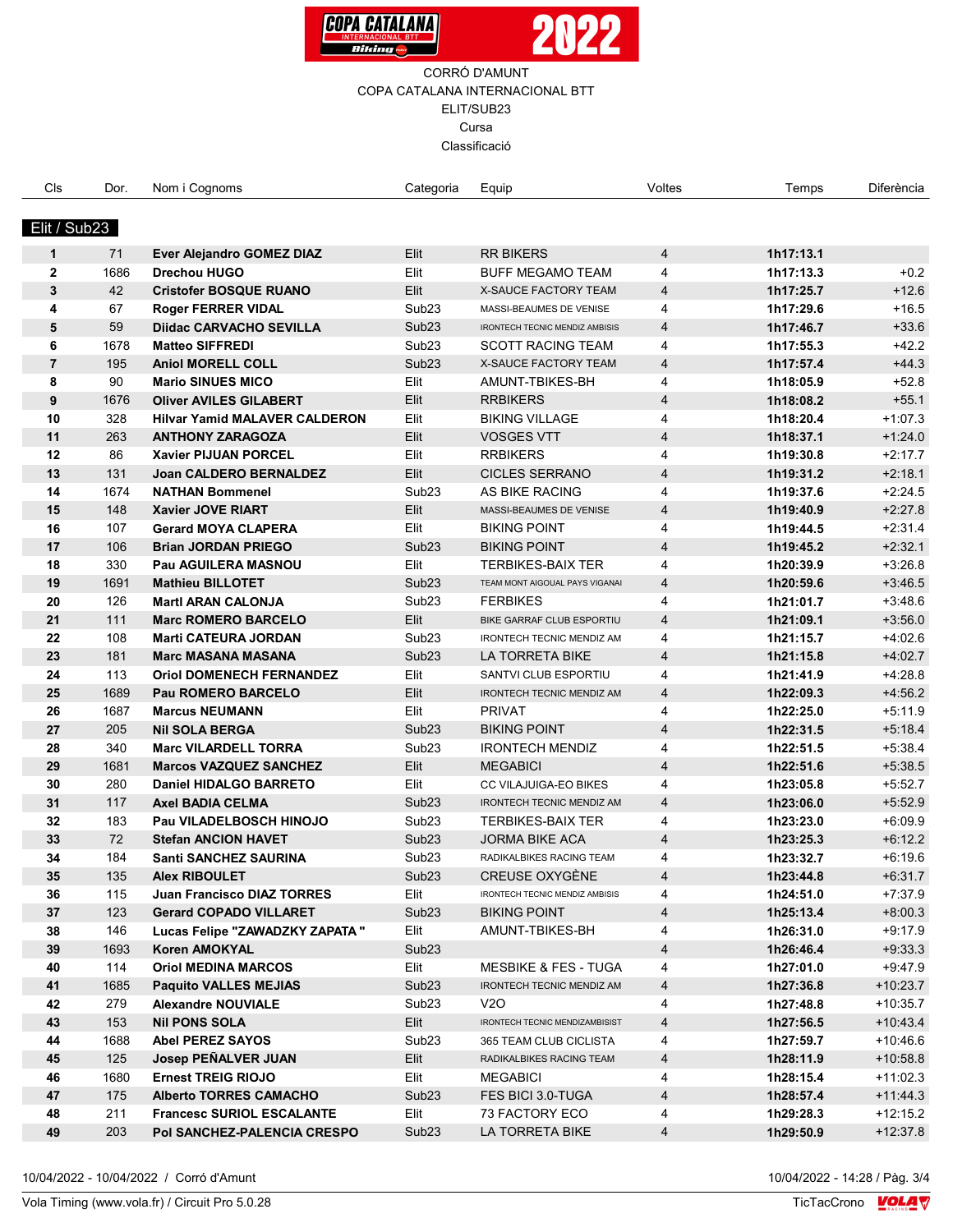COPA CATALANA INTERNACIONAL BTT 2022

CORRÓ D'AMUNT
COPA CATALANA INTERNACIONAL BTT
ELIT/SUB23
Cursa
Classificació

| Cls | Dor. | Nom i Cognoms | Categoria | Equip | Voltes | Temps | Diferència |
|---|---|---|---|---|---|---|---|
| **Elit / Sub23** | | | | | | | |
| **1** | 71 | **Ever Alejandro GOMEZ DIAZ** | Elit | RR BIKERS | 4 | **1h17:13.1** | |
| **2** | 1686 | **Drechou HUGO** | Elit | BUFF MEGAMO TEAM | 4 | **1h17:13.3** | +0.2 |
| **3** | 42 | **Cristofer BOSQUE RUANO** | Elit | X-SAUCE FACTORY TEAM | 4 | **1h17:25.7** | +12.6 |
| **4** | 67 | **Roger FERRER VIDAL** | Sub23 | MASSI-BEAUMES DE VENISE | 4 | **1h17:29.6** | +16.5 |
| **5** | 59 | **Diidac CARVACHO SEVILLA** | Sub23 | IRONTECH TECNIC MENDIZ AMBISIS | 4 | **1h17:46.7** | +33.6 |
| **6** | 1678 | **Matteo SIFFREDI** | Sub23 | SCOTT RACING TEAM | 4 | **1h17:55.3** | +42.2 |
| **7** | 195 | **Aniol MORELL COLL** | Sub23 | X-SAUCE FACTORY TEAM | 4 | **1h17:57.4** | +44.3 |
| **8** | 90 | **Mario SINUES MICO** | Elit | AMUNT-TBIKES-BH | 4 | **1h18:05.9** | +52.8 |
| **9** | 1676 | **Oliver AVILES GILABERT** | Elit | RRBIKERS | 4 | **1h18:08.2** | +55.1 |
| **10** | 328 | **Hilvar Yamid MALAVER CALDERON** | Elit | BIKING VILLAGE | 4 | **1h18:20.4** | +1:07.3 |
| **11** | 263 | **ANTHONY ZARAGOZA** | Elit | VOSGES VTT | 4 | **1h18:37.1** | +1:24.0 |
| **12** | 86 | **Xavier PIJUAN PORCEL** | Elit | RRBIKERS | 4 | **1h19:30.8** | +2:17.7 |
| **13** | 131 | **Joan CALDERO BERNALDEZ** | Elit | CICLES SERRANO | 4 | **1h19:31.2** | +2:18.1 |
| **14** | 1674 | **NATHAN Bommenel** | Sub23 | AS BIKE RACING | 4 | **1h19:37.6** | +2:24.5 |
| **15** | 148 | **Xavier JOVE RIART** | Elit | MASSI-BEAUMES DE VENISE | 4 | **1h19:40.9** | +2:27.8 |
| **16** | 107 | **Gerard MOYA CLAPERA** | Elit | BIKING POINT | 4 | **1h19:44.5** | +2:31.4 |
| **17** | 106 | **Brian JORDAN PRIEGO** | Sub23 | BIKING POINT | 4 | **1h19:45.2** | +2:32.1 |
| **18** | 330 | **Pau AGUILERA MASNOU** | Elit | TERBIKES-BAIX TER | 4 | **1h20:39.9** | +3:26.8 |
| **19** | 1691 | **Mathieu BILLOTET** | Sub23 | TEAM MONT AIGOUAL PAYS VIGANAI | 4 | **1h20:59.6** | +3:46.5 |
| **20** | 126 | **MartI ARAN CALONJA** | Sub23 | FERBIKES | 4 | **1h21:01.7** | +3:48.6 |
| **21** | 111 | **Marc ROMERO BARCELO** | Elit | BIKE GARRAF CLUB ESPORTIU | 4 | **1h21:09.1** | +3:56.0 |
| **22** | 108 | **Marti CATEURA JORDAN** | Sub23 | IRONTECH TECNIC MENDIZ AM | 4 | **1h21:15.7** | +4:02.6 |
| **23** | 181 | **Marc MASANA MASANA** | Sub23 | LA TORRETA BIKE | 4 | **1h21:15.8** | +4:02.7 |
| **24** | 113 | **Oriol DOMENECH FERNANDEZ** | Elit | SANTVI CLUB ESPORTIU | 4 | **1h21:41.9** | +4:28.8 |
| **25** | 1689 | **Pau ROMERO BARCELO** | Elit | IRONTECH TECNIC MENDIZ AM | 4 | **1h22:09.3** | +4:56.2 |
| **26** | 1687 | **Marcus NEUMANN** | Elit | PRIVAT | 4 | **1h22:25.0** | +5:11.9 |
| **27** | 205 | **Nil SOLA BERGA** | Sub23 | BIKING POINT | 4 | **1h22:31.5** | +5:18.4 |
| **28** | 340 | **Marc VILARDELL TORRA** | Sub23 | IRONTECH MENDIZ | 4 | **1h22:51.5** | +5:38.4 |
| **29** | 1681 | **Marcos VAZQUEZ SANCHEZ** | Elit | MEGABICI | 4 | **1h22:51.6** | +5:38.5 |
| **30** | 280 | **Daniel HIDALGO BARRETO** | Elit | CC VILAJUIGA-EO BIKES | 4 | **1h23:05.8** | +5:52.7 |
| **31** | 117 | **Axel BADIA CELMA** | Sub23 | IRONTECH TECNIC MENDIZ AM | 4 | **1h23:06.0** | +5:52.9 |
| **32** | 183 | **Pau VILADELBOSCH HINOJO** | Sub23 | TERBIKES-BAIX TER | 4 | **1h23:23.0** | +6:09.9 |
| **33** | 72 | **Stefan ANCION HAVET** | Sub23 | JORMA BIKE ACA | 4 | **1h23:25.3** | +6:12.2 |
| **34** | 184 | **Santi SANCHEZ SAURINA** | Sub23 | RADIKALBIKES RACING TEAM | 4 | **1h23:32.7** | +6:19.6 |
| **35** | 135 | **Alex RIBOULET** | Sub23 | CREUSE OXYGÈNE | 4 | **1h23:44.8** | +6:31.7 |
| **36** | 115 | **Juan Francisco DIAZ TORRES** | Elit | IRONTECH TECNIC MENDIZ AMBISIS | 4 | **1h24:51.0** | +7:37.9 |
| **37** | 123 | **Gerard COPADO VILLARET** | Sub23 | BIKING POINT | 4 | **1h25:13.4** | +8:00.3 |
| **38** | 146 | **Lucas Felipe "ZAWADZKY ZAPATA "** | Elit | AMUNT-TBIKES-BH | 4 | **1h26:31.0** | +9:17.9 |
| **39** | 1693 | **Koren AMOKYAL** | Sub23 | | 4 | **1h26:46.4** | +9:33.3 |
| **40** | 114 | **Oriol MEDINA MARCOS** | Elit | MESBIKE & FES - TUGA | 4 | **1h27:01.0** | +9:47.9 |
| **41** | 1685 | **Paquito VALLES MEJIAS** | Sub23 | IRONTECH TECNIC MENDIZ AM | 4 | **1h27:36.8** | +10:23.7 |
| **42** | 279 | **Alexandre NOUVIALE** | Sub23 | V2O | 4 | **1h27:48.8** | +10:35.7 |
| **43** | 153 | **Nil PONS SOLA** | Elit | IRONTECH TECNIC MENDIZAMBISIST | 4 | **1h27:56.5** | +10:43.4 |
| **44** | 1688 | **Abel PEREZ SAYOS** | Sub23 | 365 TEAM CLUB CICLISTA | 4 | **1h27:59.7** | +10:46.6 |
| **45** | 125 | **Josep PEÑALVER JUAN** | Elit | RADIKALBIKES RACING TEAM | 4 | **1h28:11.9** | +10:58.8 |
| **46** | 1680 | **Ernest TREIG RIOJO** | Elit | MEGABICI | 4 | **1h28:15.4** | +11:02.3 |
| **47** | 175 | **Alberto TORRES CAMACHO** | Sub23 | FES BICI 3.0-TUGA | 4 | **1h28:57.4** | +11:44.3 |
| **48** | 211 | **Francesc SURIOL ESCALANTE** | Elit | 73 FACTORY ECO | 4 | **1h29:28.3** | +12:15.2 |
| **49** | 203 | **Pol SANCHEZ-PALENCIA CRESPO** | Sub23 | LA TORRETA BIKE | 4 | **1h29:50.9** | +12:37.8 |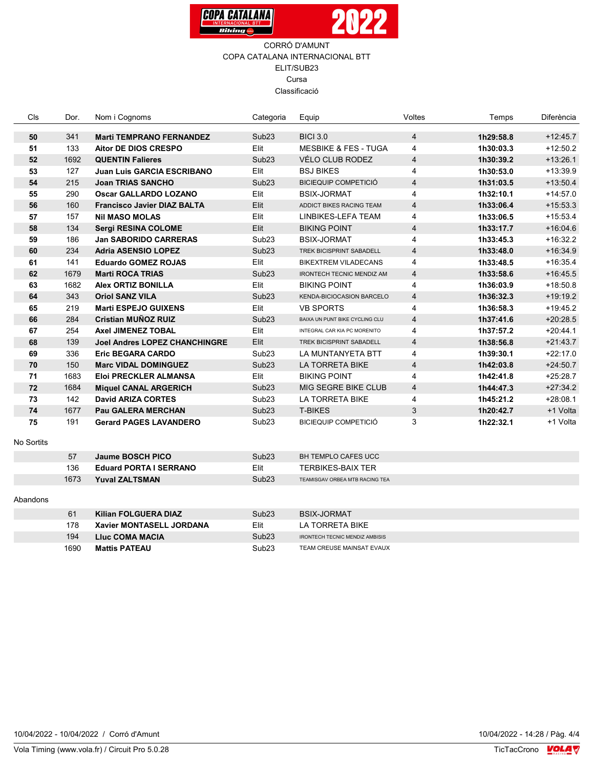COPA CATALANA INTERNACIONAL BTT 2022

CORRÓ D'AMUNT
COPA CATALANA INTERNACIONAL BTT
ELIT/SUB23
Cursa
Classificació

| Cls | Dor. | Nom i Cognoms | Categoria | Equip | Voltes | Temps | Diferència |
|---|---|---|---|---|---|---|---|
| **50** | 341 | **Marti TEMPRANO FERNANDEZ** | Sub23 | BICI 3.0 | 4 | **1h29:58.8** | +12:45.7 |
| **51** | 133 | **Aitor DE DIOS CRESPO** | Elit | MESBIKE & FES - TUGA | 4 | **1h30:03.3** | +12:50.2 |
| **52** | 1692 | **QUENTIN Falieres** | Sub23 | VÉLO CLUB RODEZ | 4 | **1h30:39.2** | +13:26.1 |
| **53** | 127 | **Juan Luis GARCIA ESCRIBANO** | Elit | BSJ BIKES | 4 | **1h30:53.0** | +13:39.9 |
| **54** | 215 | **Joan TRIAS SANCHO** | Sub23 | BICIEQUIP COMPETICIÓ | 4 | **1h31:03.5** | +13:50.4 |
| **55** | 290 | **Oscar GALLARDO LOZANO** | Elit | BSIX-JORMAT | 4 | **1h32:10.1** | +14:57.0 |
| **56** | 160 | **Francisco Javier DIAZ BALTA** | Elit | ADDICT BIKES RACING TEAM | 4 | **1h33:06.4** | +15:53.3 |
| **57** | 157 | **Nil MASO MOLAS** | Elit | LINBIKES-LEFA TEAM | 4 | **1h33:06.5** | +15:53.4 |
| **58** | 134 | **Sergi RESINA COLOME** | Elit | BIKING POINT | 4 | **1h33:17.7** | +16:04.6 |
| **59** | 186 | **Jan SABORIDO CARRERAS** | Sub23 | BSIX-JORMAT | 4 | **1h33:45.3** | +16:32.2 |
| **60** | 234 | **Adria ASENSIO LOPEZ** | Sub23 | TREK BICISPRINT SABADELL | 4 | **1h33:48.0** | +16:34.9 |
| **61** | 141 | **Eduardo GOMEZ ROJAS** | Elit | BIKEXTREM VILADECANS | 4 | **1h33:48.5** | +16:35.4 |
| **62** | 1679 | **Marti ROCA TRIAS** | Sub23 | IRONTECH TECNIC MENDIZ AM | 4 | **1h33:58.6** | +16:45.5 |
| **63** | 1682 | **Alex ORTIZ BONILLA** | Elit | BIKING POINT | 4 | **1h36:03.9** | +18:50.8 |
| **64** | 343 | **Oriol SANZ VILA** | Sub23 | KENDA-BICIOCASION BARCELO | 4 | **1h36:32.3** | +19:19.2 |
| **65** | 219 | **Marti ESPEJO GUIXENS** | Elit | VB SPORTS | 4 | **1h36:58.3** | +19:45.2 |
| **66** | 284 | **Cristian MUÑOZ RUIZ** | Sub23 | BAIXA UN PUNT BIKE CYCLING CLU | 4 | **1h37:41.6** | +20:28.5 |
| **67** | 254 | **Axel JIMENEZ TOBAL** | Elit | INTEGRAL CAR KIA PC MORENITO | 4 | **1h37:57.2** | +20:44.1 |
| **68** | 139 | **Joel Andres LOPEZ CHANCHINGRE** | Elit | TREK BICISPRINT SABADELL | 4 | **1h38:56.8** | +21:43.7 |
| **69** | 336 | **Eric BEGARA CARDO** | Sub23 | LA MUNTANYETA BTT | 4 | **1h39:30.1** | +22:17.0 |
| **70** | 150 | **Marc VIDAL DOMINGUEZ** | Sub23 | LA TORRETA BIKE | 4 | **1h42:03.8** | +24:50.7 |
| **71** | 1683 | **Eloi PRECKLER ALMANSA** | Elit | BIKING POINT | 4 | **1h42:41.8** | +25:28.7 |
| **72** | 1684 | **Miquel CANAL ARGERICH** | Sub23 | MIG SEGRE BIKE CLUB | 4 | **1h44:47.3** | +27:34.2 |
| **73** | 142 | **David ARIZA CORTES** | Sub23 | LA TORRETA BIKE | 4 | **1h45:21.2** | +28:08.1 |
| **74** | 1677 | **Pau GALERA MERCHAN** | Sub23 | T-BIKES | 3 | **1h20:42.7** | +1 Volta |
| **75** | 191 | **Gerard PAGES LAVANDERO** | Sub23 | BICIEQUIP COMPETICIÓ | 3 | **1h22:32.1** | +1 Volta |

No Sortits

| Dor. | Nom i Cognoms | Categoria | Equip |
|---|---|---|---|
| 57 | **Jaume BOSCH PICO** | Sub23 | BH TEMPLO CAFES UCC |
| 136 | **Eduard PORTA I SERRANO** | Elit | TERBIKES-BAIX TER |
| 1673 | **Yuval ZALTSMAN** | Sub23 | TEAMISGAV ORBEA MTB RACING TEA |

Abandons

| Dor. | Nom i Cognoms | Categoria | Equip |
|---|---|---|---|
| 61 | **Kilian FOLGUERA DIAZ** | Sub23 | BSIX-JORMAT |
| 178 | **Xavier MONTASELL JORDANA** | Elit | LA TORRETA BIKE |
| 194 | **Lluc COMA MACIA** | Sub23 | IRONTECH TECNIC MENDIZ AMBISIS |
| 1690 | **Mattis PATEAU** | Sub23 | TEAM CREUSE MAINSAT EVAUX |

10/04/2022 - 10/04/2022 / Corró d'Amunt
10/04/2022 - 14:28

Vola Timing (www.vola.fr) / Circuit Pro 5.0.28
TicTacCrono